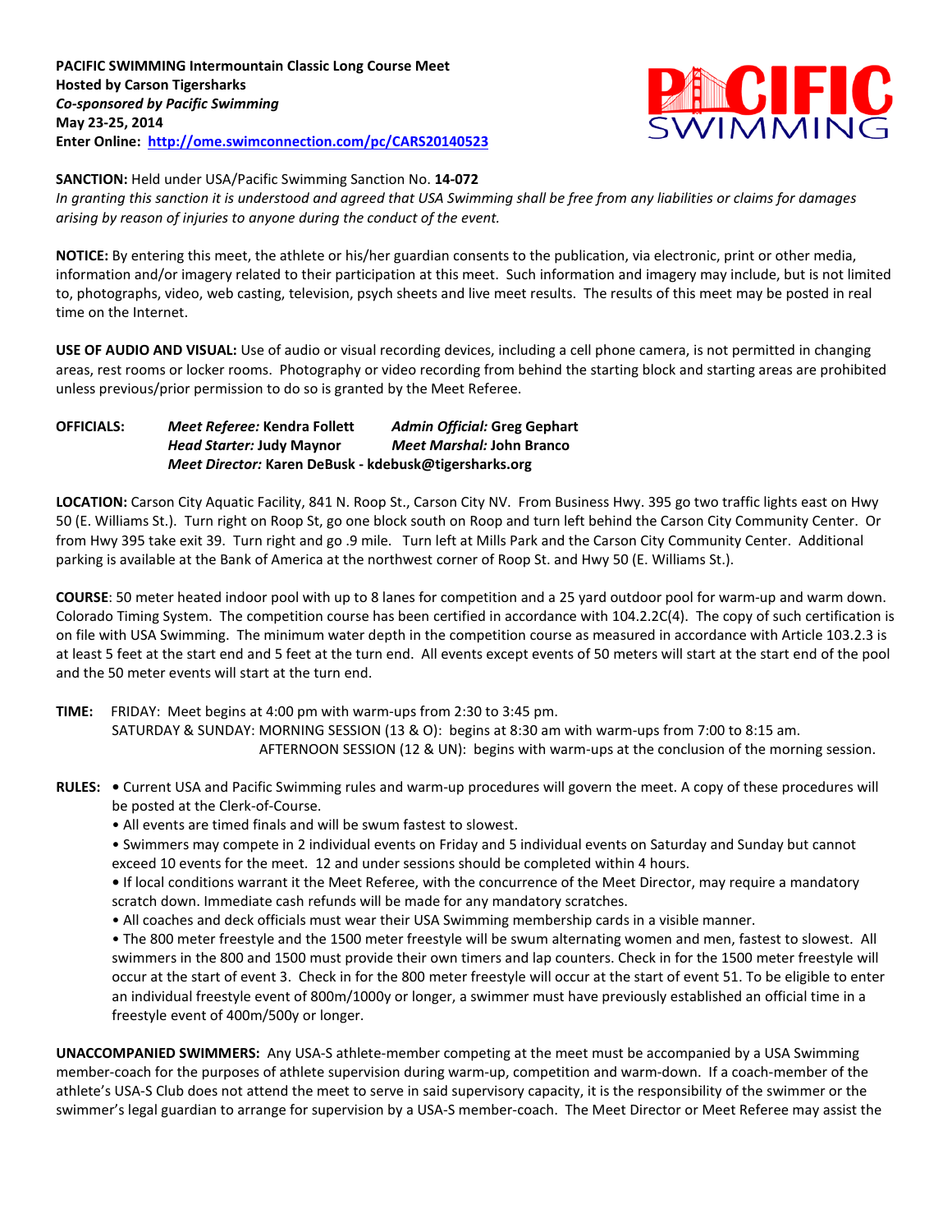**PACIFIC SWIMMING Intermountain Classic Long Course Meet**
**Hosted by Carson Tigersharks**
***Co-sponsored by Pacific Swimming***
**May 23-25, 2014**
**Enter Online: [http://ome.swimconnection.com/pc/CARS20140523](http://ome.swimconnection.com/pc/CARS20140523)**

**SANCTION:** Held under USA/Pacific Swimming Sanction No. **14-072**
*In granting this sanction it is understood and agreed that USA Swimming shall be free from any liabilities or claims for damages arising by reason of injuries to anyone during the conduct of the event.*

**NOTICE:** By entering this meet, the athlete or his/her guardian consents to the publication, via electronic, print or other media, information and/or imagery related to their participation at this meet. Such information and imagery may include, but is not limited to, photographs, video, web casting, television, psych sheets and live meet results. The results of this meet may be posted in real time on the Internet.

**USE OF AUDIO AND VISUAL:** Use of audio or visual recording devices, including a cell phone camera, is not permitted in changing areas, rest rooms or locker rooms. Photography or video recording from behind the starting block and starting areas are prohibited unless previous/prior permission to do so is granted by the Meet Referee.

**OFFICIALS:**
*Meet Referee:* **Kendra Follett** *Admin Official:* **Greg Gephart**
*Head Starter:* **Judy Maynor** *Meet Marshal:* **John Branco**
*Meet Director:* **Karen DeBusk - kdebusk@tigersharks.org**

**LOCATION:** Carson City Aquatic Facility, 841 N. Roop St., Carson City NV. From Business Hwy. 395 go two traffic lights east on Hwy 50 (E. Williams St.). Turn right on Roop St, go one block south on Roop and turn left behind the Carson City Community Center. Or from Hwy 395 take exit 39. Turn right and go .9 mile. Turn left at Mills Park and the Carson City Community Center. Additional parking is available at the Bank of America at the northwest corner of Roop St. and Hwy 50 (E. Williams St.).

**COURSE**: 50 meter heated indoor pool with up to 8 lanes for competition and a 25 yard outdoor pool for warm-up and warm down. Colorado Timing System. The competition course has been certified in accordance with 104.2.2C(4). The copy of such certification is on file with USA Swimming. The minimum water depth in the competition course as measured in accordance with Article 103.2.3 is at least 5 feet at the start end and 5 feet at the turn end. All events except events of 50 meters will start at the start end of the pool and the 50 meter events will start at the turn end.

**TIME:** FRIDAY: Meet begins at 4:00 pm with warm-ups from 2:30 to 3:45 pm.
SATURDAY & SUNDAY: MORNING SESSION (13 & O): begins at 8:30 am with warm-ups from 7:00 to 8:15 am.
AFTERNOON SESSION (12 & UN): begins with warm-ups at the conclusion of the morning session.

**RULES:**
- Current USA and Pacific Swimming rules and warm-up procedures will govern the meet. A copy of these procedures will be posted at the Clerk-of-Course.
- All events are timed finals and will be swum fastest to slowest.
- Swimmers may compete in 2 individual events on Friday and 5 individual events on Saturday and Sunday but cannot exceed 10 events for the meet. 12 and under sessions should be completed within 4 hours.
- If local conditions warrant it the Meet Referee, with the concurrence of the Meet Director, may require a mandatory scratch down. Immediate cash refunds will be made for any mandatory scratches.
- All coaches and deck officials must wear their USA Swimming membership cards in a visible manner.
- The 800 meter freestyle and the 1500 meter freestyle will be swum alternating women and men, fastest to slowest. All swimmers in the 800 and 1500 must provide their own timers and lap counters. Check in for the 1500 meter freestyle will occur at the start of event 3. Check in for the 800 meter freestyle will occur at the start of event 51. To be eligible to enter an individual freestyle event of 800m/1000y or longer, a swimmer must have previously established an official time in a freestyle event of 400m/500y or longer.

**UNACCOMPANIED SWIMMERS:** Any USA-S athlete-member competing at the meet must be accompanied by a USA Swimming member-coach for the purposes of athlete supervision during warm-up, competition and warm-down. If a coach-member of the athlete's USA-S Club does not attend the meet to serve in said supervisory capacity, it is the responsibility of the swimmer or the swimmer's legal guardian to arrange for supervision by a USA-S member-coach. The Meet Director or Meet Referee may assist the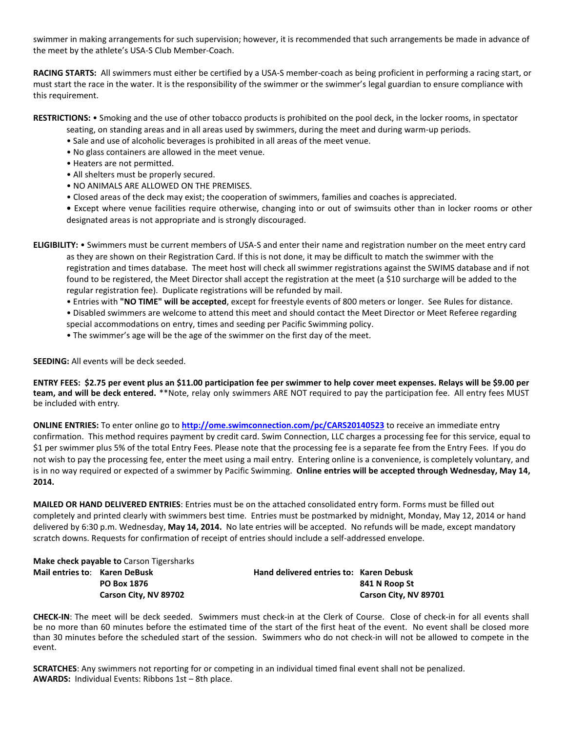swimmer in making arrangements for such supervision; however, it is recommended that such arrangements be made in advance of the meet by the athlete's USA-S Club Member-Coach.

**RACING STARTS:** All swimmers must either be certified by a USA-S member-coach as being proficient in performing a racing start, or must start the race in the water. It is the responsibility of the swimmer or the swimmer's legal guardian to ensure compliance with this requirement.

**RESTRICTIONS:** • Smoking and the use of other tobacco products is prohibited on the pool deck, in the locker rooms, in spectator seating, on standing areas and in all areas used by swimmers, during the meet and during warm-up periods.

- Sale and use of alcoholic beverages is prohibited in all areas of the meet venue.
- No glass containers are allowed in the meet venue.
- Heaters are not permitted.
- All shelters must be properly secured.
- NO ANIMALS ARE ALLOWED ON THE PREMISES.
- Closed areas of the deck may exist; the cooperation of swimmers, families and coaches is appreciated.
- Except where venue facilities require otherwise, changing into or out of swimsuits other than in locker rooms or other designated areas is not appropriate and is strongly discouraged.

**ELIGIBILITY:** • Swimmers must be current members of USA-S and enter their name and registration number on the meet entry card as they are shown on their Registration Card. If this is not done, it may be difficult to match the swimmer with the registration and times database. The meet host will check all swimmer registrations against the SWIMS database and if not found to be registered, the Meet Director shall accept the registration at the meet (a $10 surcharge will be added to the regular registration fee). Duplicate registrations will be refunded by mail.

- Entries with **"NO TIME" will be accepted**, except for freestyle events of 800 meters or longer. See Rules for distance.
- Disabled swimmers are welcome to attend this meet and should contact the Meet Director or Meet Referee regarding special accommodations on entry, times and seeding per Pacific Swimming policy.
- The swimmer's age will be the age of the swimmer on the first day of the meet.

**SEEDING:** All events will be deck seeded.

**ENTRY FEES: $2.75 per event plus an $11.00 participation fee per swimmer to help cover meet expenses. Relays will be $9.00 per team, and will be deck entered.** **Note, relay only swimmers ARE NOT required to pay the participation fee. All entry fees MUST be included with entry.

**ONLINE ENTRIES:** To enter online go to **http://ome.swimconnection.com/pc/CARS20140523** to receive an immediate entry confirmation. This method requires payment by credit card. Swim Connection, LLC charges a processing fee for this service, equal to $1 per swimmer plus 5% of the total Entry Fees. Please note that the processing fee is a separate fee from the Entry Fees. If you do not wish to pay the processing fee, enter the meet using a mail entry. Entering online is a convenience, is completely voluntary, and is in no way required or expected of a swimmer by Pacific Swimming. **Online entries will be accepted through Wednesday, May 14, 2014.**

**MAILED OR HAND DELIVERED ENTRIES**: Entries must be on the attached consolidated entry form. Forms must be filled out completely and printed clearly with swimmers best time. Entries must be postmarked by midnight, Monday, May 12, 2014 or hand delivered by 6:30 p.m. Wednesday, **May 14, 2014.** No late entries will be accepted. No refunds will be made, except mandatory scratch downs. Requests for confirmation of receipt of entries should include a self-addressed envelope.

**Make check payable to** Carson Tigersharks

**Mail entries to**: **Karen DeBusk**
**PO Box 1876**
**Carson City, NV 89702**

**Hand delivered entries to: Karen Debusk**
**841 N Roop St**
**Carson City, NV 89701**

**CHECK-IN**: The meet will be deck seeded. Swimmers must check-in at the Clerk of Course. Close of check-in for all events shall be no more than 60 minutes before the estimated time of the start of the first heat of the event. No event shall be closed more than 30 minutes before the scheduled start of the session. Swimmers who do not check-in will not be allowed to compete in the event.

**SCRATCHES**: Any swimmers not reporting for or competing in an individual timed final event shall not be penalized.
**AWARDS:** Individual Events: Ribbons 1st – 8th place.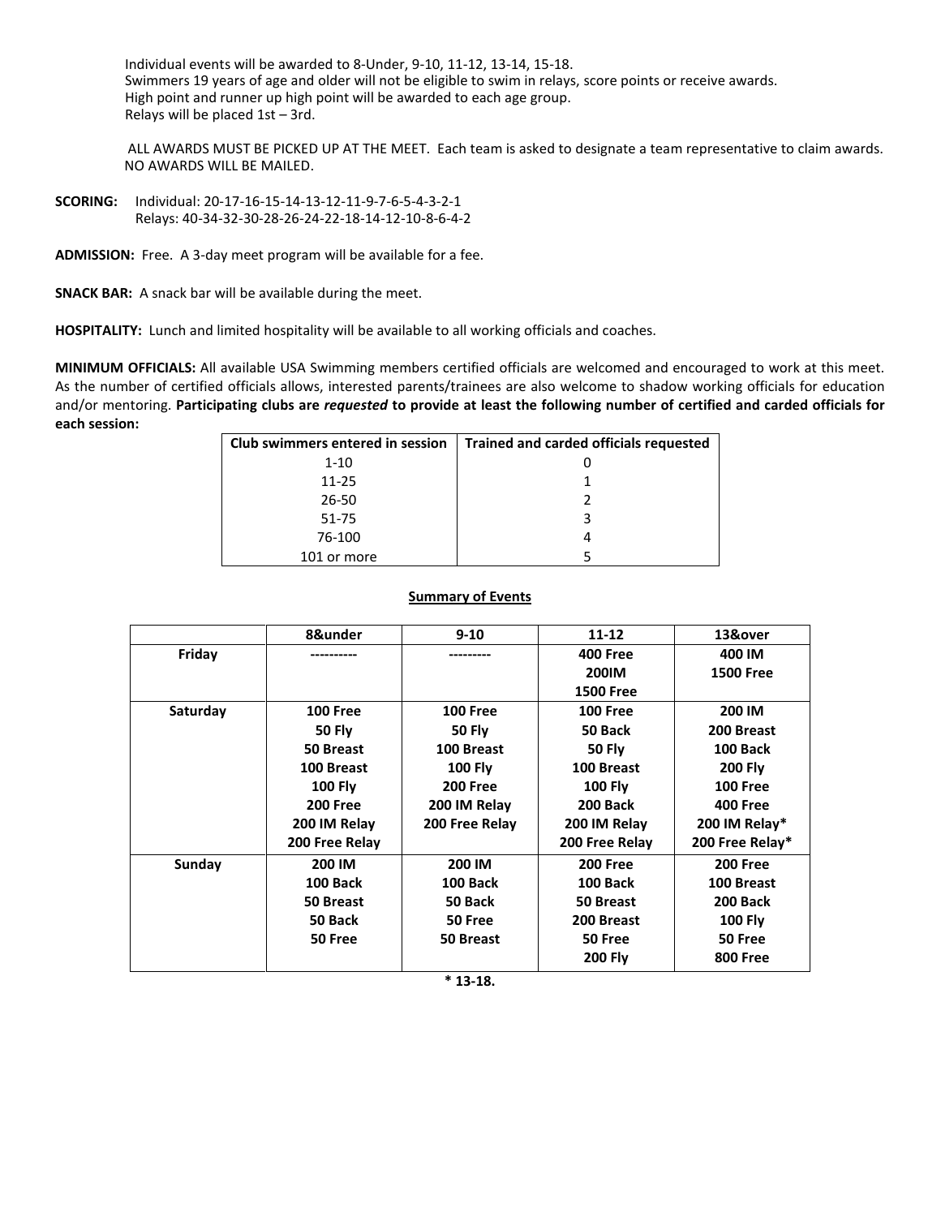Individual events will be awarded to 8-Under, 9-10, 11-12, 13-14, 15-18.
Swimmers 19 years of age and older will not be eligible to swim in relays, score points or receive awards.
High point and runner up high point will be awarded to each age group.
Relays will be placed 1st – 3rd.

ALL AWARDS MUST BE PICKED UP AT THE MEET. Each team is asked to designate a team representative to claim awards. NO AWARDS WILL BE MAILED.

**SCORING:** Individual: 20-17-16-15-14-13-12-11-9-7-6-5-4-3-2-1
Relays: 40-34-32-30-28-26-24-22-18-14-12-10-8-6-4-2

**ADMISSION:** Free. A 3-day meet program will be available for a fee.

**SNACK BAR:** A snack bar will be available during the meet.

**HOSPITALITY:** Lunch and limited hospitality will be available to all working officials and coaches.

**MINIMUM OFFICIALS:** All available USA Swimming members certified officials are welcomed and encouraged to work at this meet. As the number of certified officials allows, interested parents/trainees are also welcome to shadow working officials for education and/or mentoring. **Participating clubs are *requested* to provide at least the following number of certified and carded officials for each session:**

| Club swimmers entered in session | Trained and carded officials requested |
|---|---|
| 1-10 | 0 |
| 11-25 | 1 |
| 26-50 | 2 |
| 51-75 | 3 |
| 76-100 | 4 |
| 101 or more | 5 |

**Summary of Events**

| | 8&under | 9-10 | 11-12 | 13&over |
|---|---|---|---|---|
| **Friday** | ---------- | --------- | **400 Free**<br>**200IM**<br>**1500 Free** | **400 IM**<br>**1500 Free** |
| **Saturday** | **100 Free**<br>**50 Fly**<br>**50 Breast**<br>**100 Breast**<br>**100 Fly**<br>**200 Free**<br>**200 IM Relay**<br>**200 Free Relay** | **100 Free**<br>**50 Fly**<br>**100 Breast**<br>**100 Fly**<br>**200 Free**<br>**200 IM Relay**<br>**200 Free Relay** | **100 Free**<br>**50 Back**<br>**50 Fly**<br>**100 Breast**<br>**100 Fly**<br>**200 Back**<br>**200 IM Relay**<br>**200 Free Relay** | **200 IM**<br>**200 Breast**<br>**100 Back**<br>**200 Fly**<br>**100 Free**<br>**400 Free**<br>**200 IM Relay***<br>**200 Free Relay*** |
| **Sunday** | **200 IM**<br>**100 Back**<br>**50 Breast**<br>**50 Back**<br>**50 Free** | **200 IM**<br>**100 Back**<br>**50 Back**<br>**50 Free**<br>**50 Breast** | **200 Free**<br>**100 Back**<br>**50 Breast**<br>**200 Breast**<br>**50 Free**<br>**200 Fly** | **200 Free**<br>**100 Breast**<br>**200 Back**<br>**100 Fly**<br>**50 Free**<br>**800 Free** |

**\* 13-18.**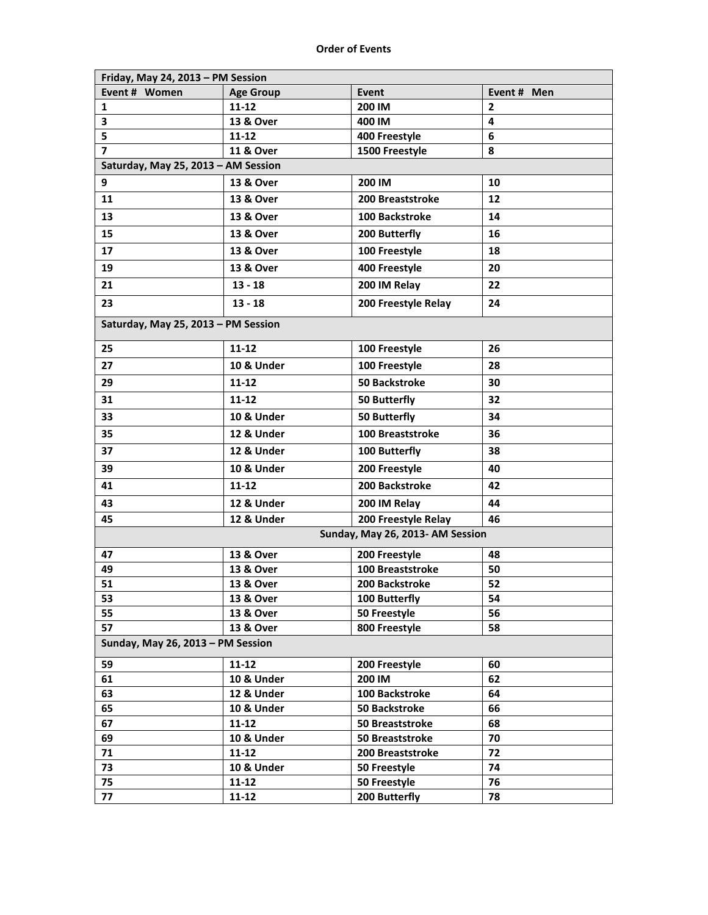## Order of Events

| Event # Women | Age Group | Event | Event # Men |
|---|---|---|---|
| **Friday, May 24, 2013 – PM Session** | | | |
| 1 | 11-12 | 200 IM | 2 |
| 3 | 13 & Over | 400 IM | 4 |
| 5 | 11-12 | 400 Freestyle | 6 |
| 7 | 11 & Over | 1500 Freestyle | 8 |
| **Saturday, May 25, 2013 – AM Session** | | | |
| 9 | 13 & Over | 200 IM | 10 |
| 11 | 13 & Over | 200 Breaststroke | 12 |
| 13 | 13 & Over | 100 Backstroke | 14 |
| 15 | 13 & Over | 200 Butterfly | 16 |
| 17 | 13 & Over | 100 Freestyle | 18 |
| 19 | 13 & Over | 400 Freestyle | 20 |
| 21 | 13 - 18 | 200 IM Relay | 22 |
| 23 | 13 - 18 | 200 Freestyle Relay | 24 |
| **Saturday, May 25, 2013 – PM Session** | | | |
| 25 | 11-12 | 100 Freestyle | 26 |
| 27 | 10 & Under | 100 Freestyle | 28 |
| 29 | 11-12 | 50 Backstroke | 30 |
| 31 | 11-12 | 50 Butterfly | 32 |
| 33 | 10 & Under | 50 Butterfly | 34 |
| 35 | 12 & Under | 100 Breaststroke | 36 |
| 37 | 12 & Under | 100 Butterfly | 38 |
| 39 | 10 & Under | 200 Freestyle | 40 |
| 41 | 11-12 | 200 Backstroke | 42 |
| 43 | 12 & Under | 200 IM Relay | 44 |
| 45 | 12 & Under | 200 Freestyle Relay | 46 |
| **Sunday, May 26, 2013- AM Session** | | | |
| 47 | 13 & Over | 200 Freestyle | 48 |
| 49 | 13 & Over | 100 Breaststroke | 50 |
| 51 | 13 & Over | 200 Backstroke | 52 |
| 53 | 13 & Over | 100 Butterfly | 54 |
| 55 | 13 & Over | 50 Freestyle | 56 |
| 57 | 13 & Over | 800 Freestyle | 58 |
| **Sunday, May 26, 2013 – PM Session** | | | |
| 59 | 11-12 | 200 Freestyle | 60 |
| 61 | 10 & Under | 200 IM | 62 |
| 63 | 12 & Under | 100 Backstroke | 64 |
| 65 | 10 & Under | 50 Backstroke | 66 |
| 67 | 11-12 | 50 Breaststroke | 68 |
| 69 | 10 & Under | 50 Breaststroke | 70 |
| 71 | 11-12 | 200 Breaststroke | 72 |
| 73 | 10 & Under | 50 Freestyle | 74 |
| 75 | 11-12 | 50 Freestyle | 76 |
| 77 | 11-12 | 200 Butterfly | 78 |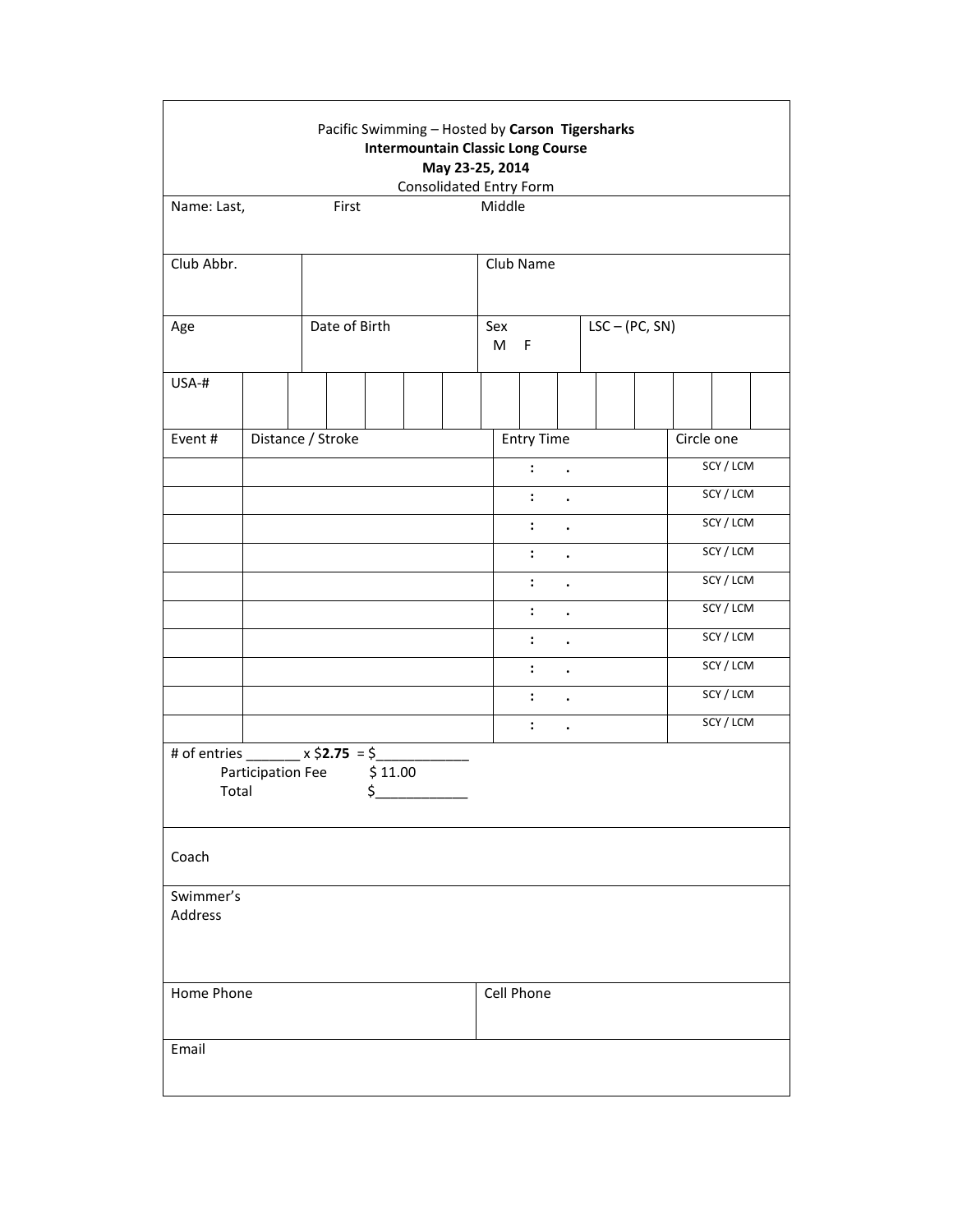Pacific Swimming – Hosted by **Carson Tigersharks**

**Intermountain Classic Long Course**

**May 23-25, 2014**

Consolidated Entry Form

| | | | | |
|---|---|---|---|---|
| Name: Last, | First | Middle | | |
| Club Abbr. | | Club Name | | |
| Age | Date of Birth | Sex<br>M F | LSC – (PC, SN) | |

| USA-# | | | | | | | | | | | | | | |
|---|---|---|---|---|---|---|---|---|---|---|---|---|---|---|
| | | | | | | | | | | | | | | |

| Event # | Distance / Stroke | Entry Time | Circle one |
|---|---|---|---|
| | | : . | SCY / LCM |
| | | : . | SCY / LCM |
| | | : . | SCY / LCM |
| | | : . | SCY / LCM |
| | | : . | SCY / LCM |
| | | : . | SCY / LCM |
| | | : . | SCY / LCM |
| | | : . | SCY / LCM |
| | | : . | SCY / LCM |
| | | : . | SCY / LCM |

# of entries _______ x $**2.75** = $____________

Participation Fee $ 11.00

Total $____________

Coach

Swimmer's Address

| | |
|---|---|
| Home Phone | Cell Phone |

Email